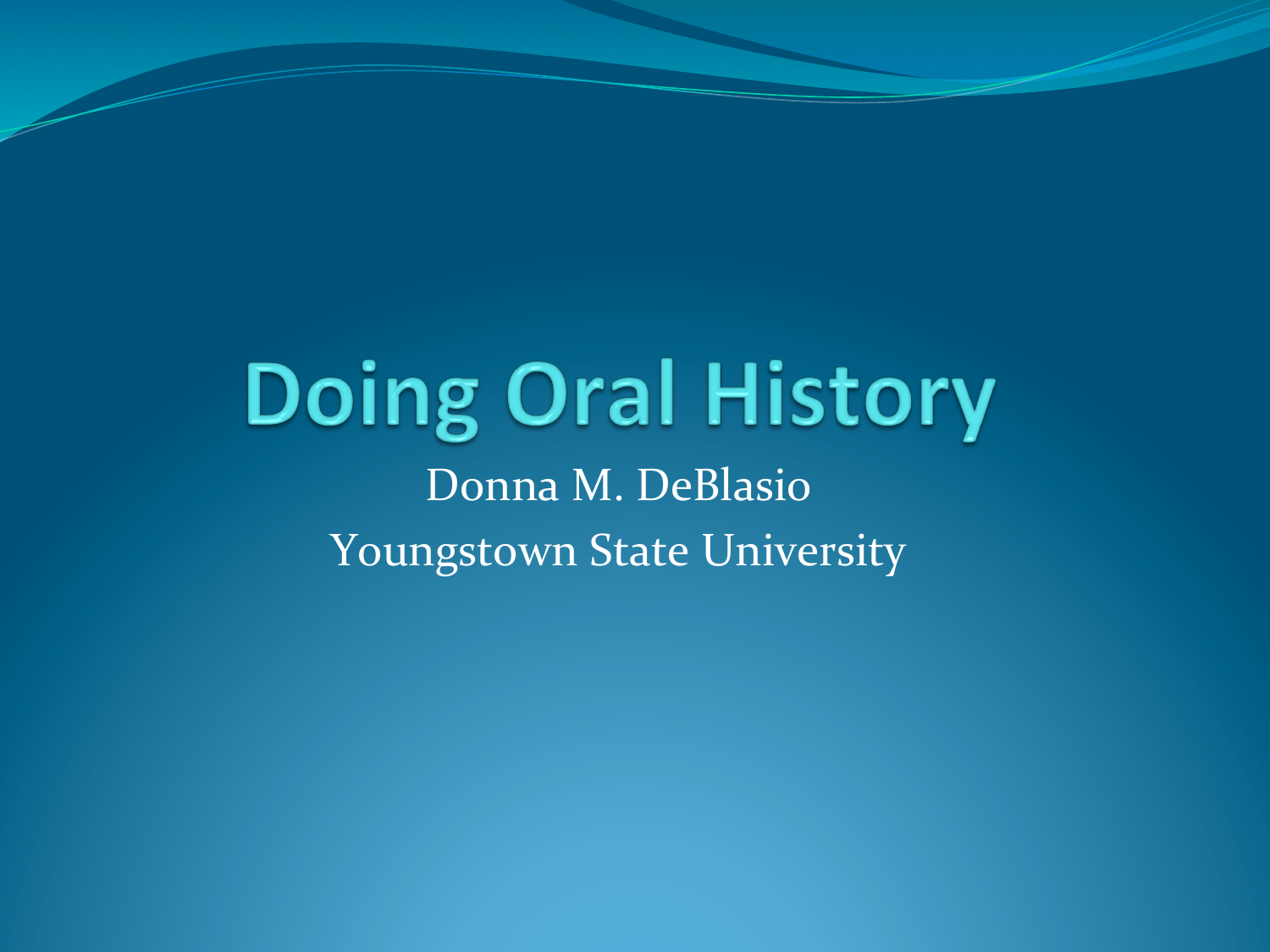# Doing Oral History

Donna M. DeBlasio

Youngstown State University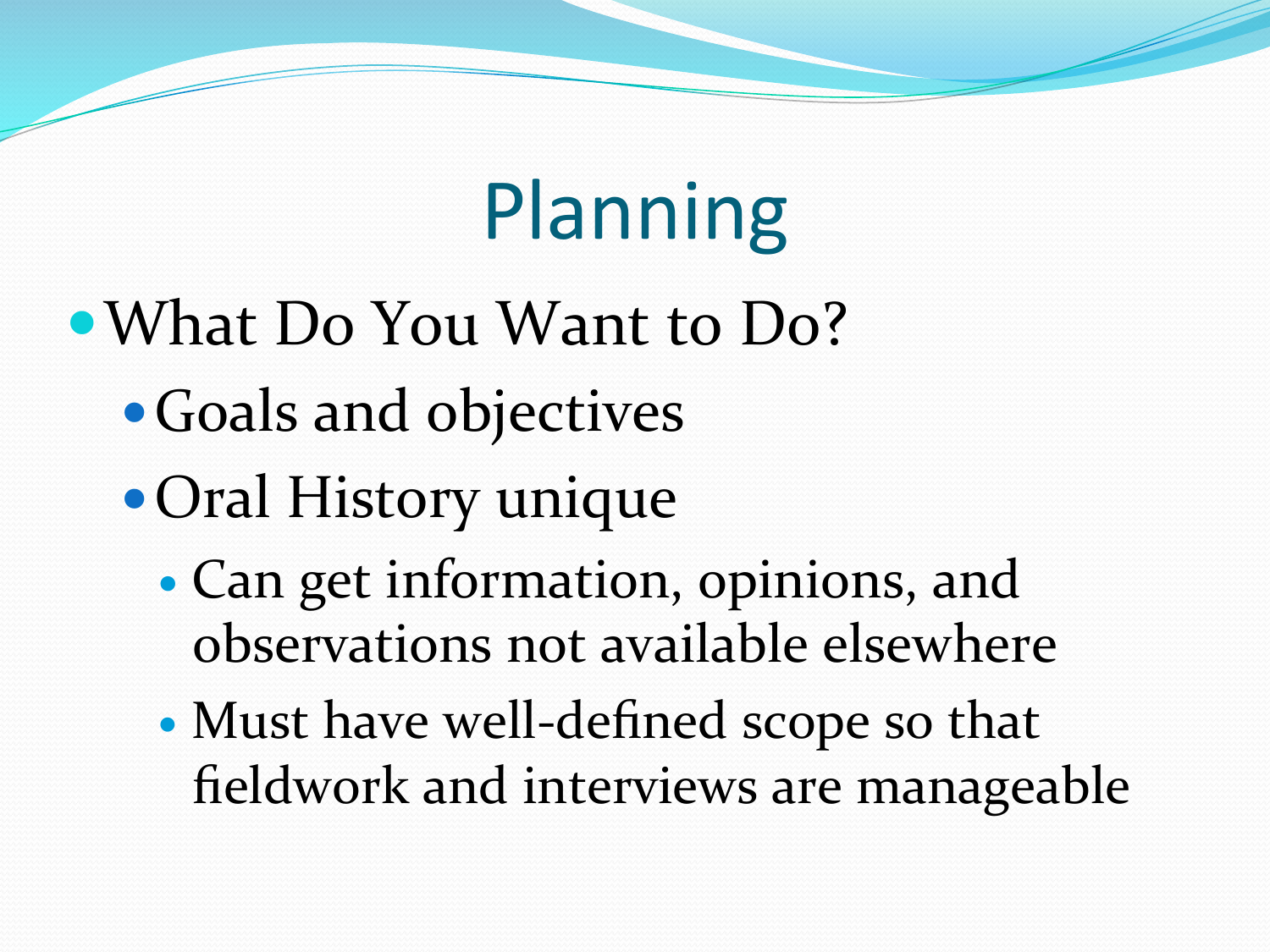# Planning

- What Do You Want to Do?
  - Goals and objectives
  - Oral History unique
    - Can get information, opinions, and observations not available elsewhere
    - Must have well-defined scope so that fieldwork and interviews are manageable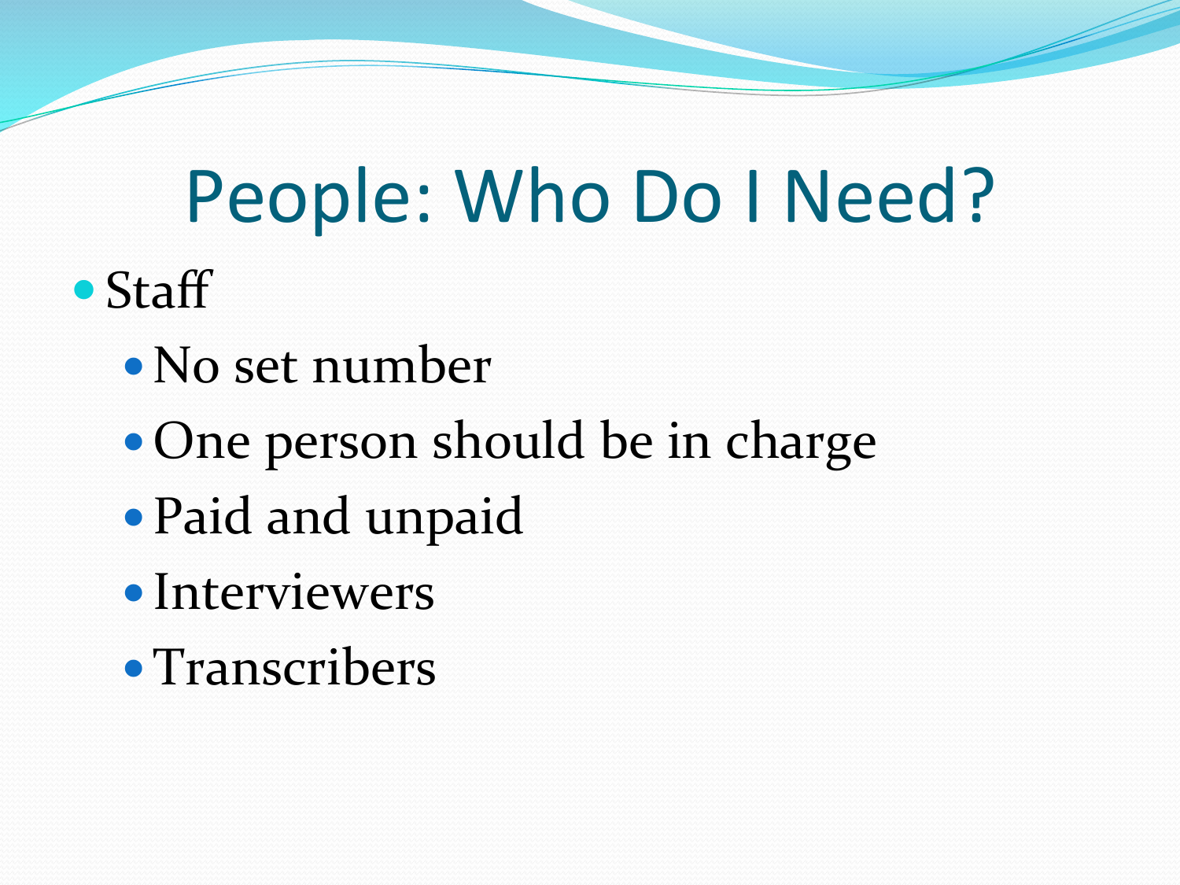# People: Who Do I Need?

- Staff
  - No set number
  - One person should be in charge
  - Paid and unpaid
  - Interviewers
  - Transcribers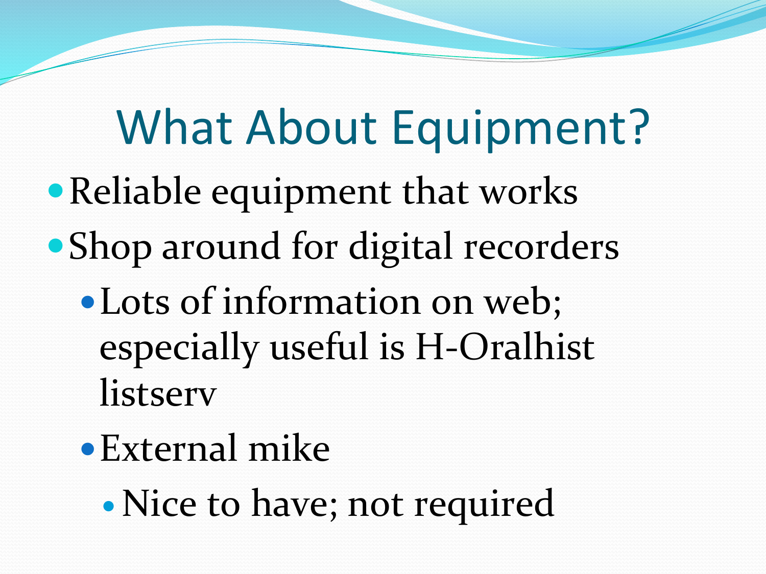# What About Equipment?

- Reliable equipment that works
- Shop around for digital recorders
  - Lots of information on web; especially useful is H-Oralhist listserv
  - External mike
    - Nice to have; not required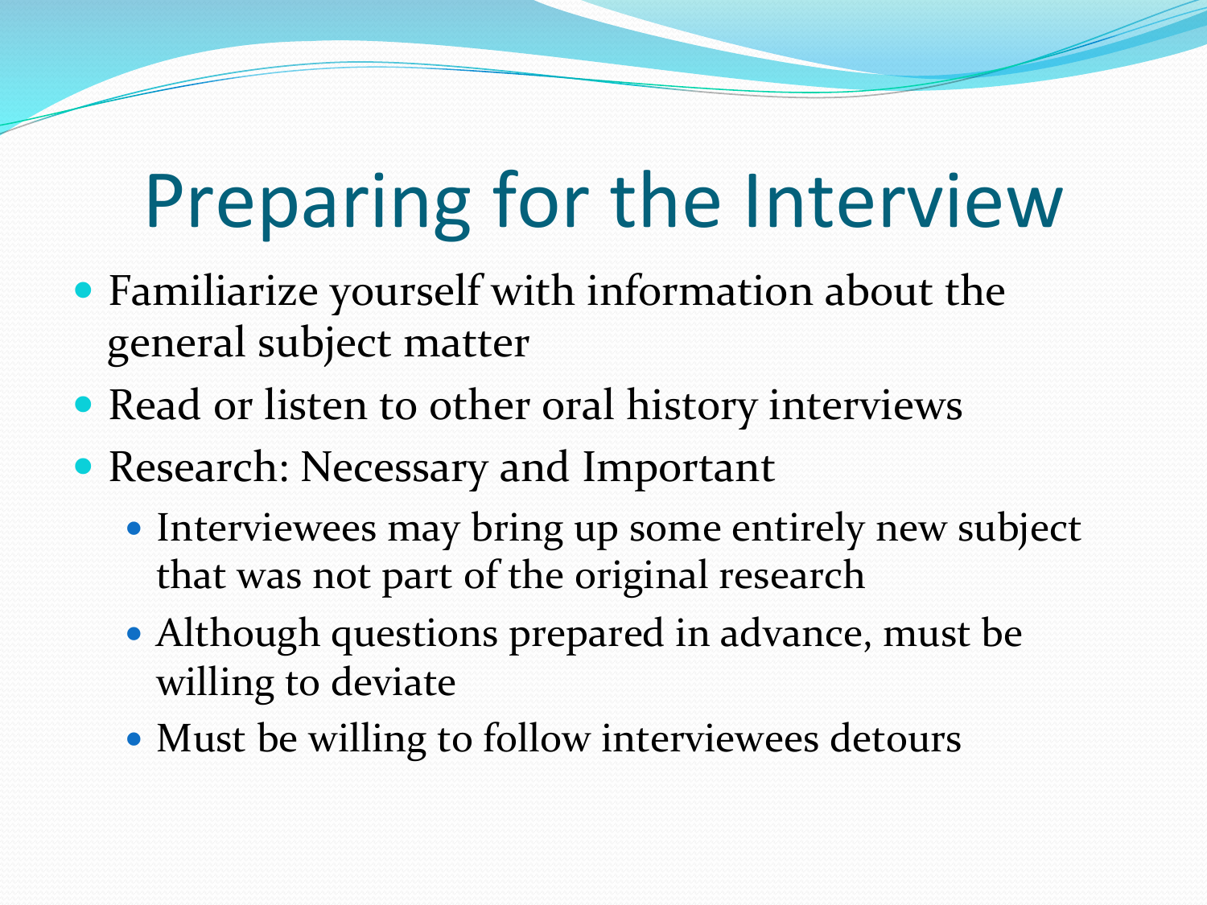# Preparing for the Interview

- Familiarize yourself with information about the general subject matter
- Read or listen to other oral history interviews
- Research: Necessary and Important
  - Interviewees may bring up some entirely new subject that was not part of the original research
  - Although questions prepared in advance, must be willing to deviate
  - Must be willing to follow interviewees detours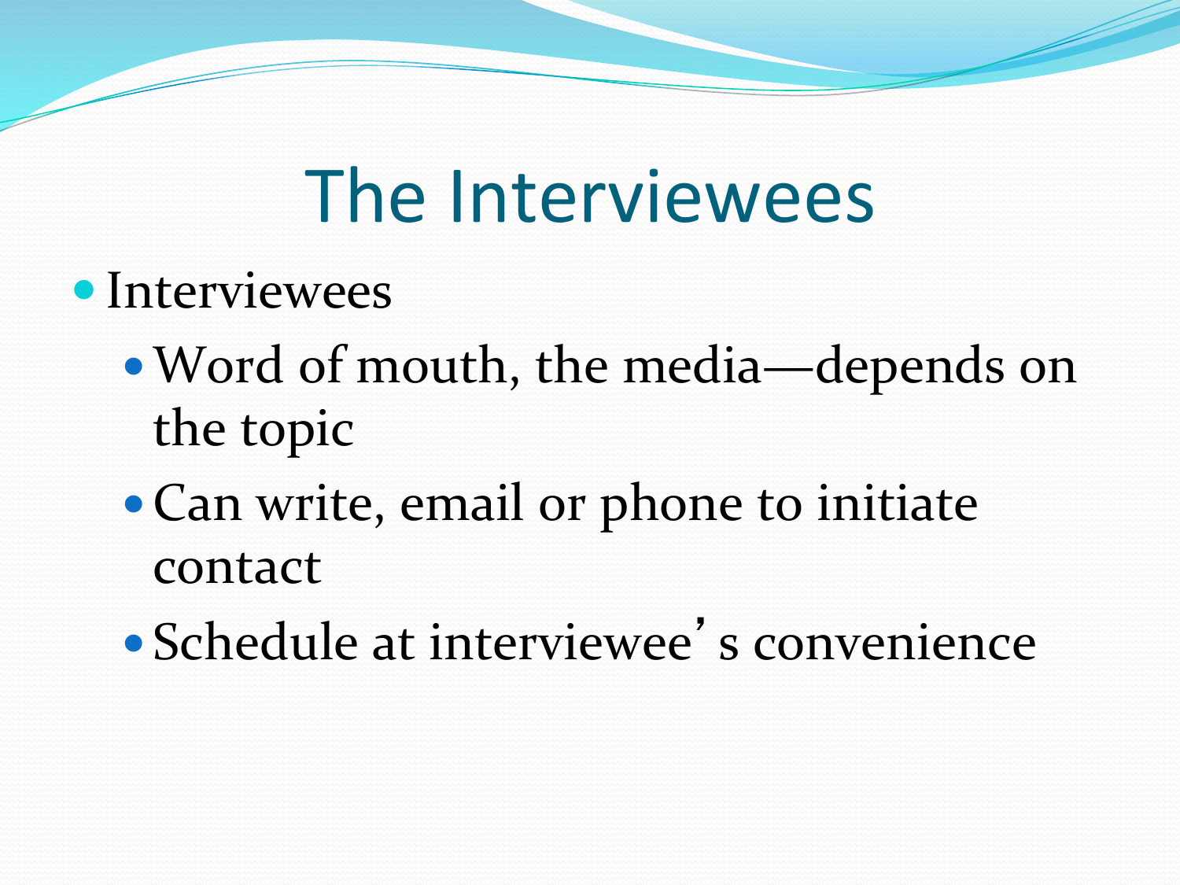# The Interviewees

- Interviewees
  - Word of mouth, the media—depends on the topic
  - Can write, email or phone to initiate contact
  - Schedule at interviewee's convenience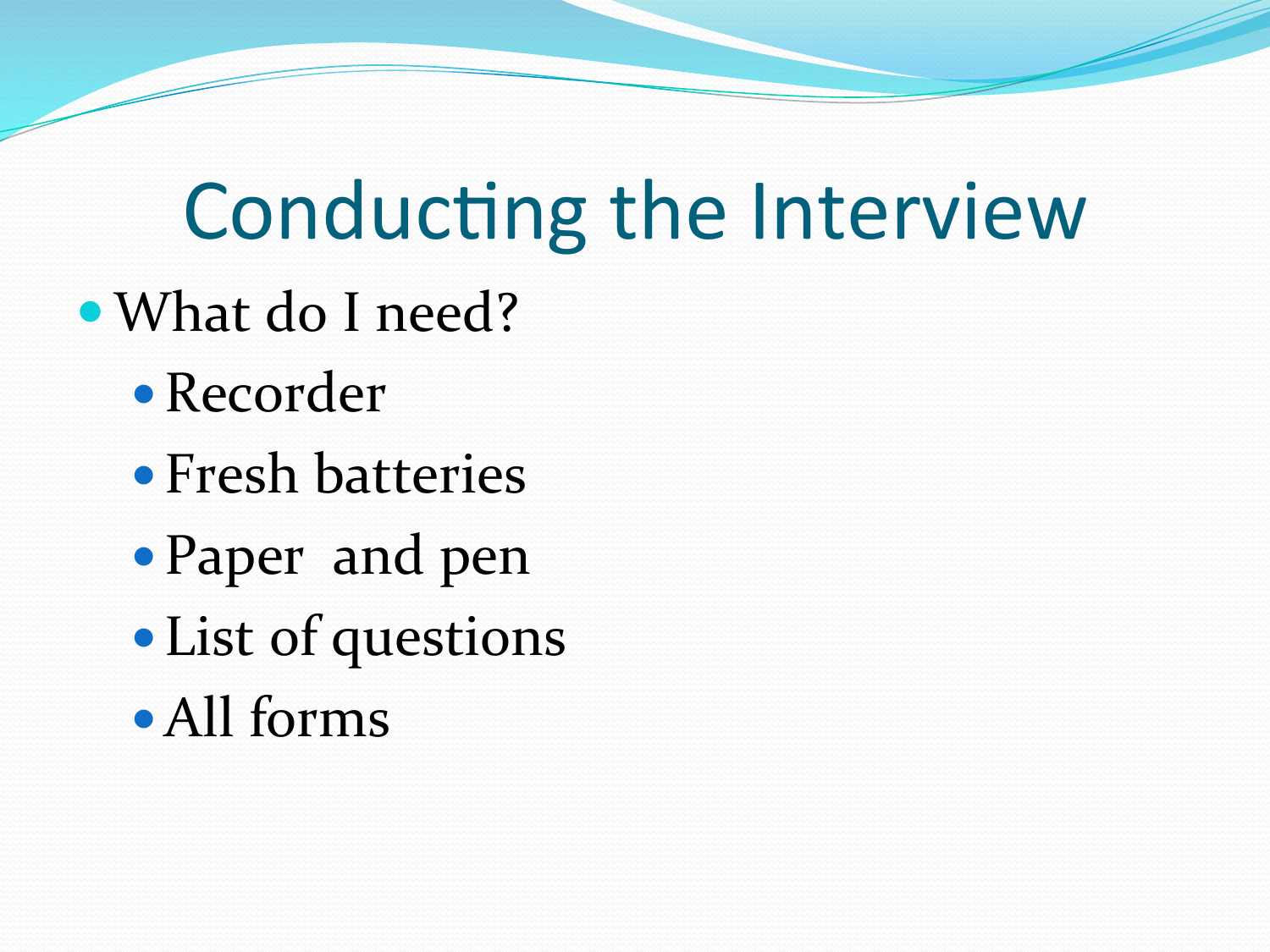# Conducting the Interview

- What do I need?
  - Recorder
  - Fresh batteries
  - Paper  and pen
  - List of questions
  - All forms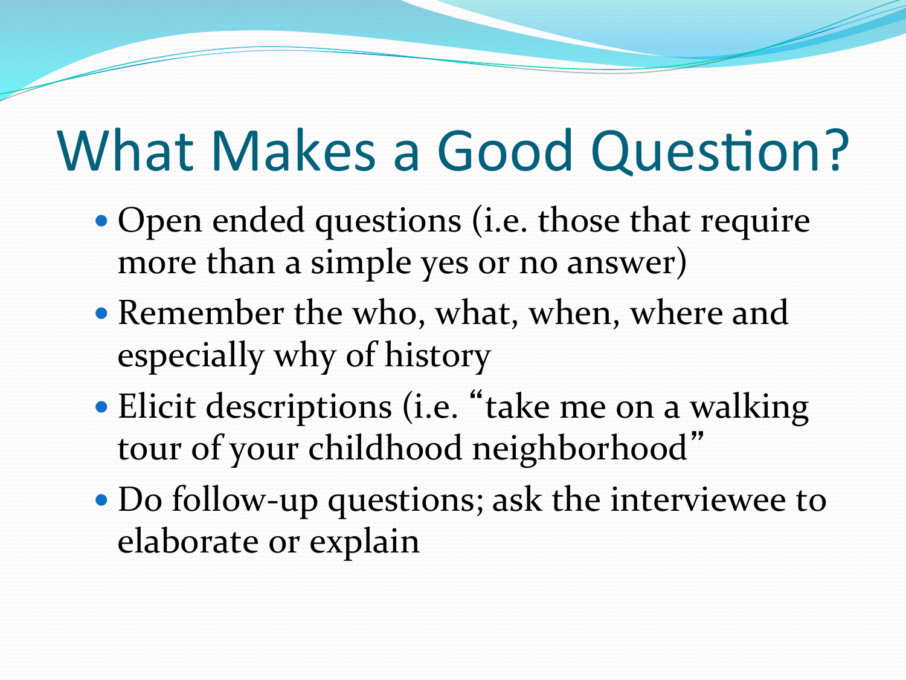# What Makes a Good Question?

- Open ended questions (i.e. those that require more than a simple yes or no answer)
- Remember the who, what, when, where and especially why of history
- Elicit descriptions (i.e. "take me on a walking tour of your childhood neighborhood"
- Do follow-up questions; ask the interviewee to elaborate or explain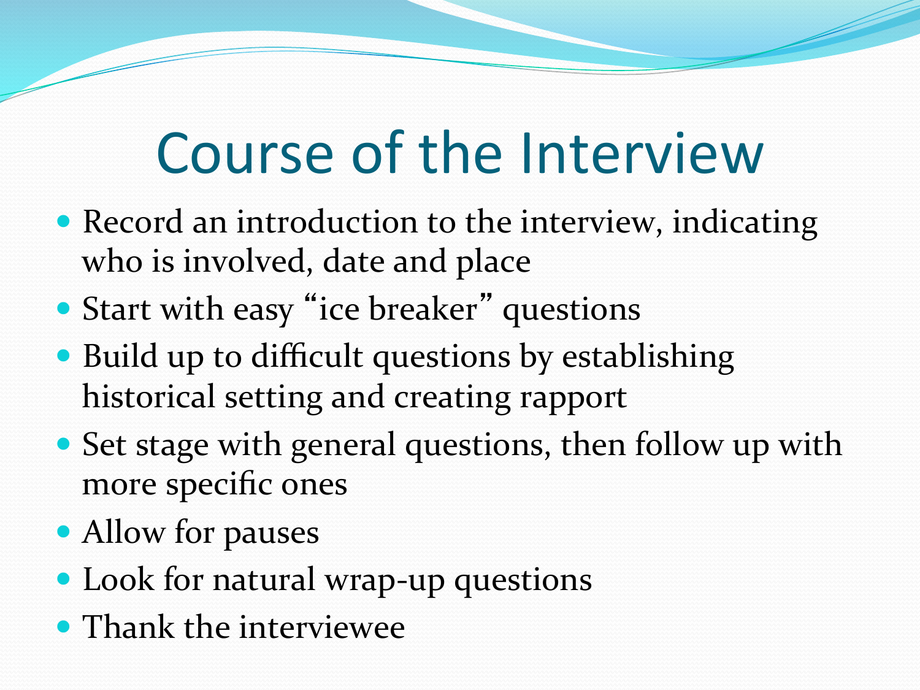# Course of the Interview

- Record an introduction to the interview, indicating who is involved, date and place
- Start with easy "ice breaker" questions
- Build up to difficult questions by establishing historical setting and creating rapport
- Set stage with general questions, then follow up with more specific ones
- Allow for pauses
- Look for natural wrap-up questions
- Thank the interviewee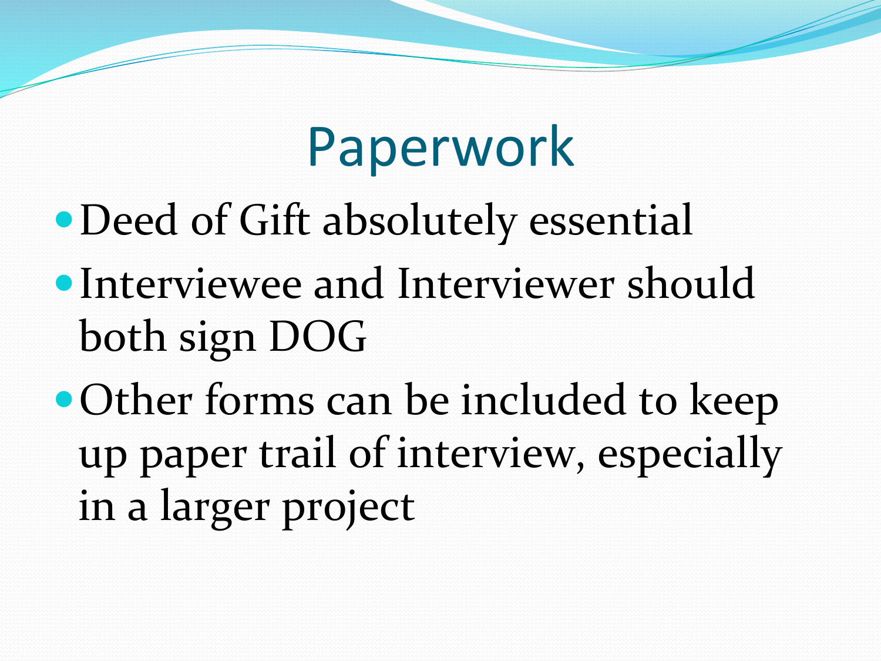# Paperwork

- Deed of Gift absolutely essential
- Interviewee and Interviewer should both sign DOG
- Other forms can be included to keep up paper trail of interview, especially in a larger project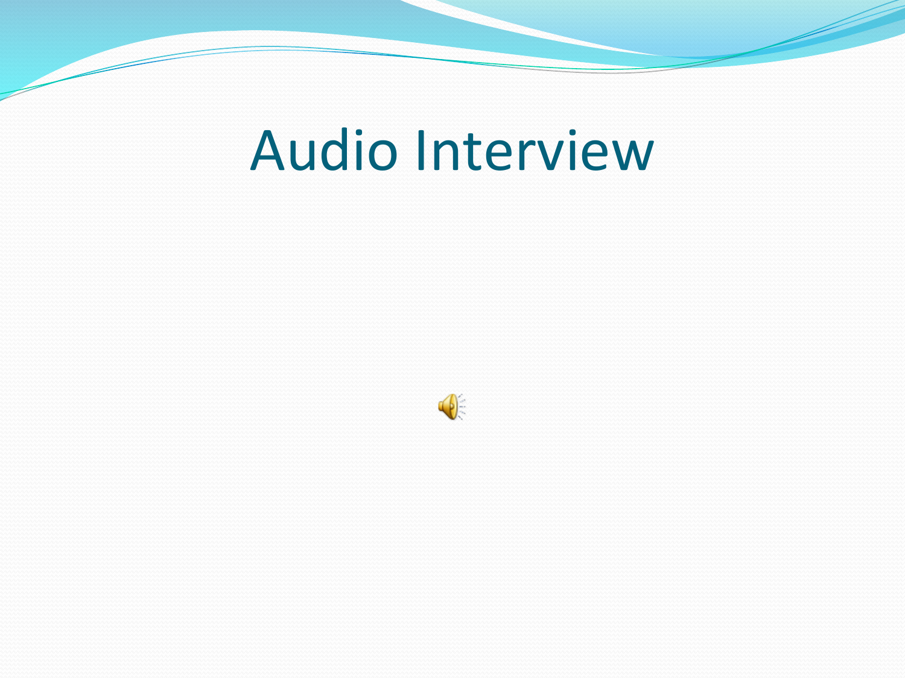# Audio Interview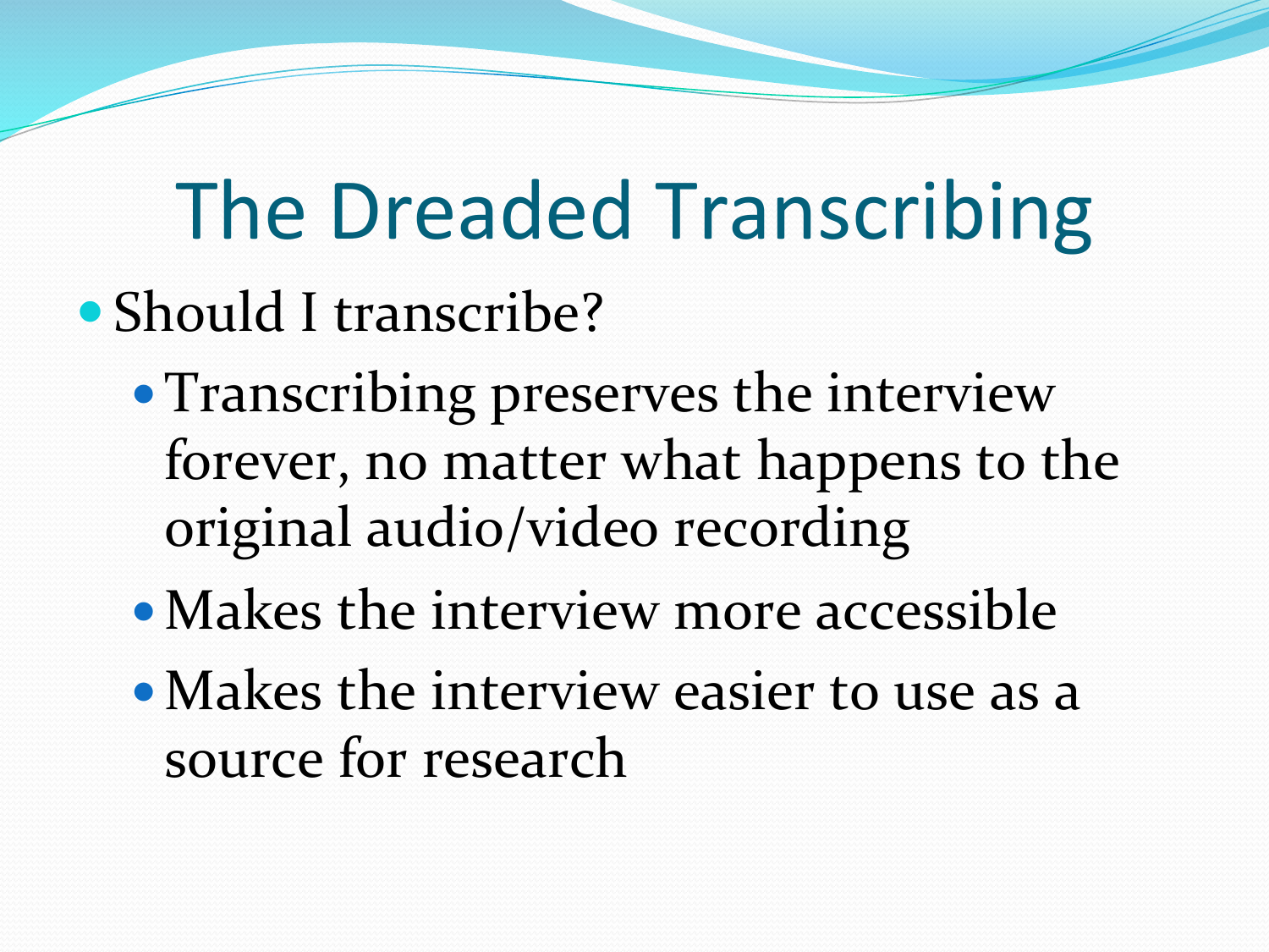# The Dreaded Transcribing

- Should I transcribe?
  - Transcribing preserves the interview forever, no matter what happens to the original audio/video recording
  - Makes the interview more accessible
  - Makes the interview easier to use as a source for research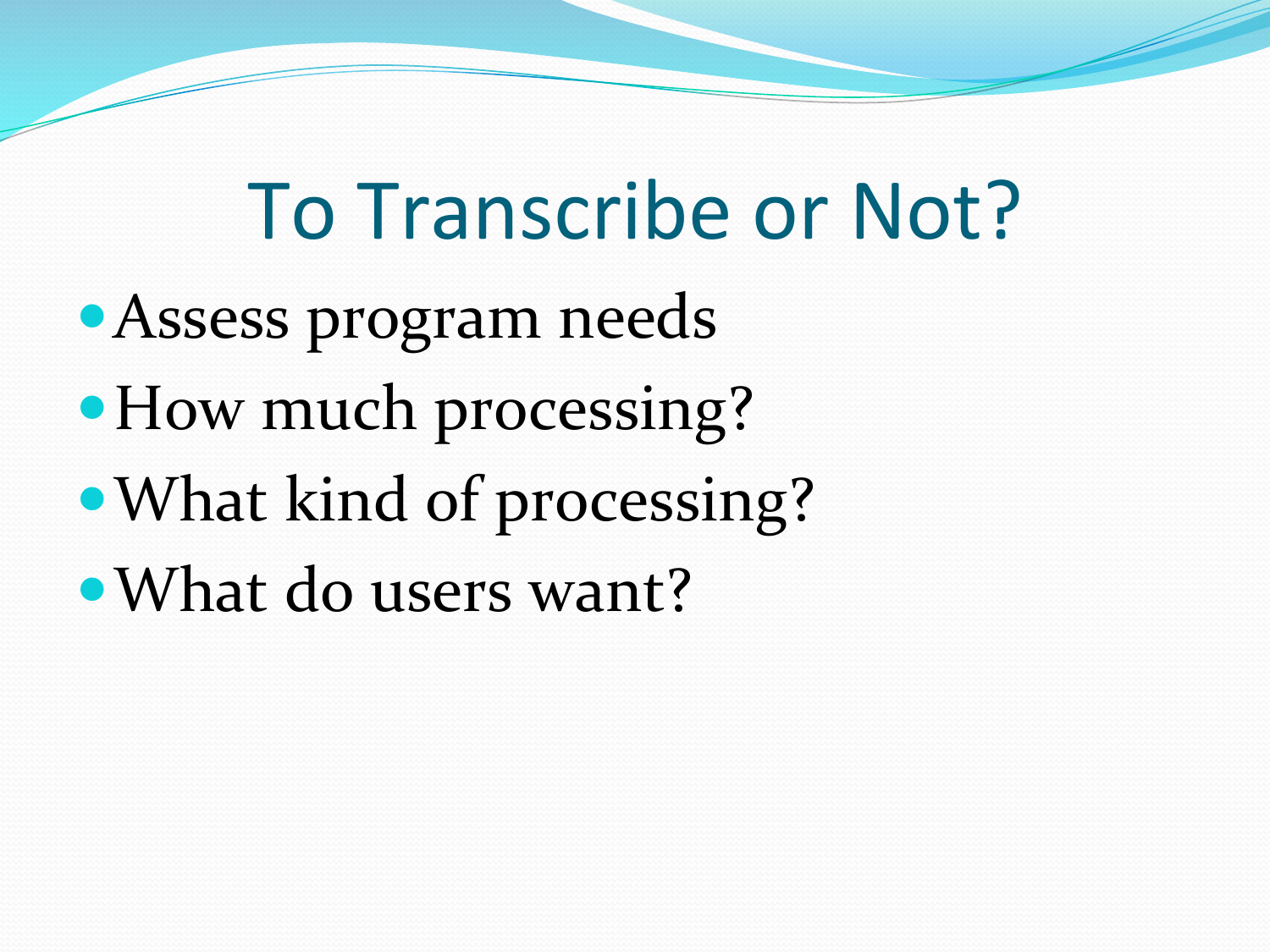# To Transcribe or Not?

- Assess program needs
- How much processing?
- What kind of processing?
- What do users want?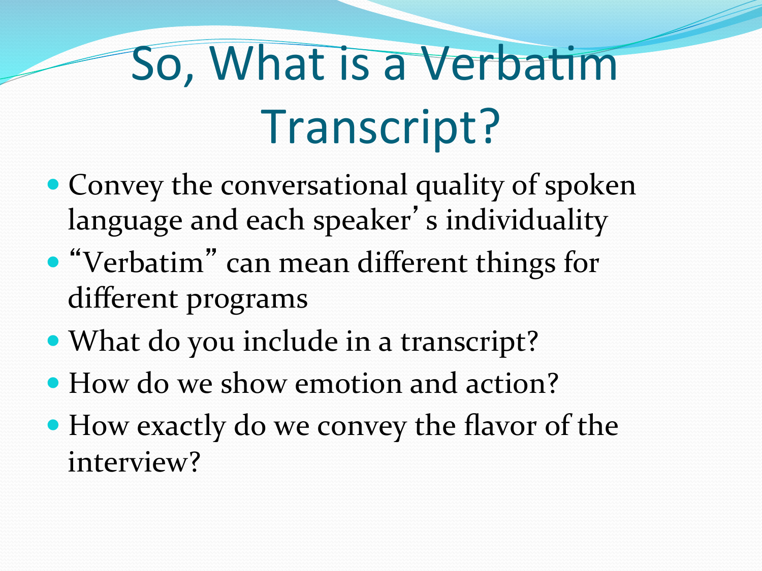# So, What is a Verbatim Transcript?

- Convey the conversational quality of spoken language and each speaker's individuality
- "Verbatim" can mean different things for different programs
- What do you include in a transcript?
- How do we show emotion and action?
- How exactly do we convey the flavor of the interview?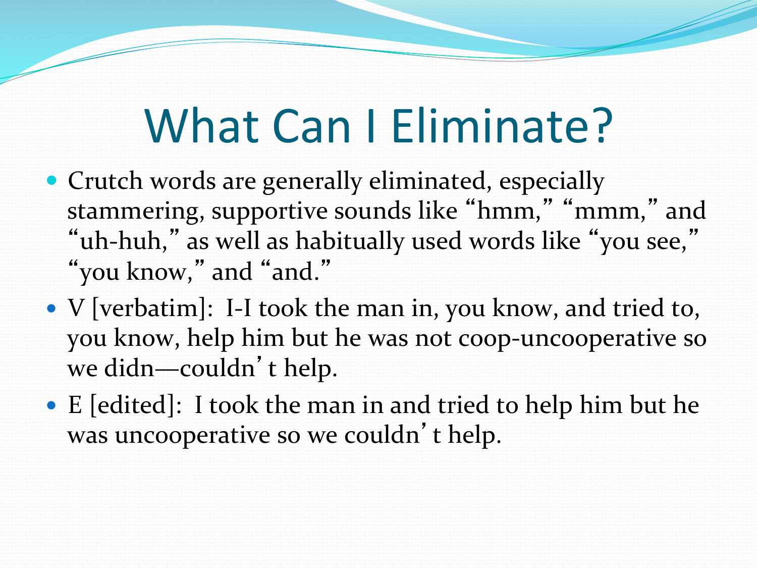# What Can I Eliminate?

- Crutch words are generally eliminated, especially stammering, supportive sounds like "hmm," "mmm," and "uh-huh," as well as habitually used words like "you see," "you know," and "and."
- V [verbatim]: I-I took the man in, you know, and tried to, you know, help him but he was not coop-uncooperative so we didn—couldn't help.
- E [edited]: I took the man in and tried to help him but he was uncooperative so we couldn't help.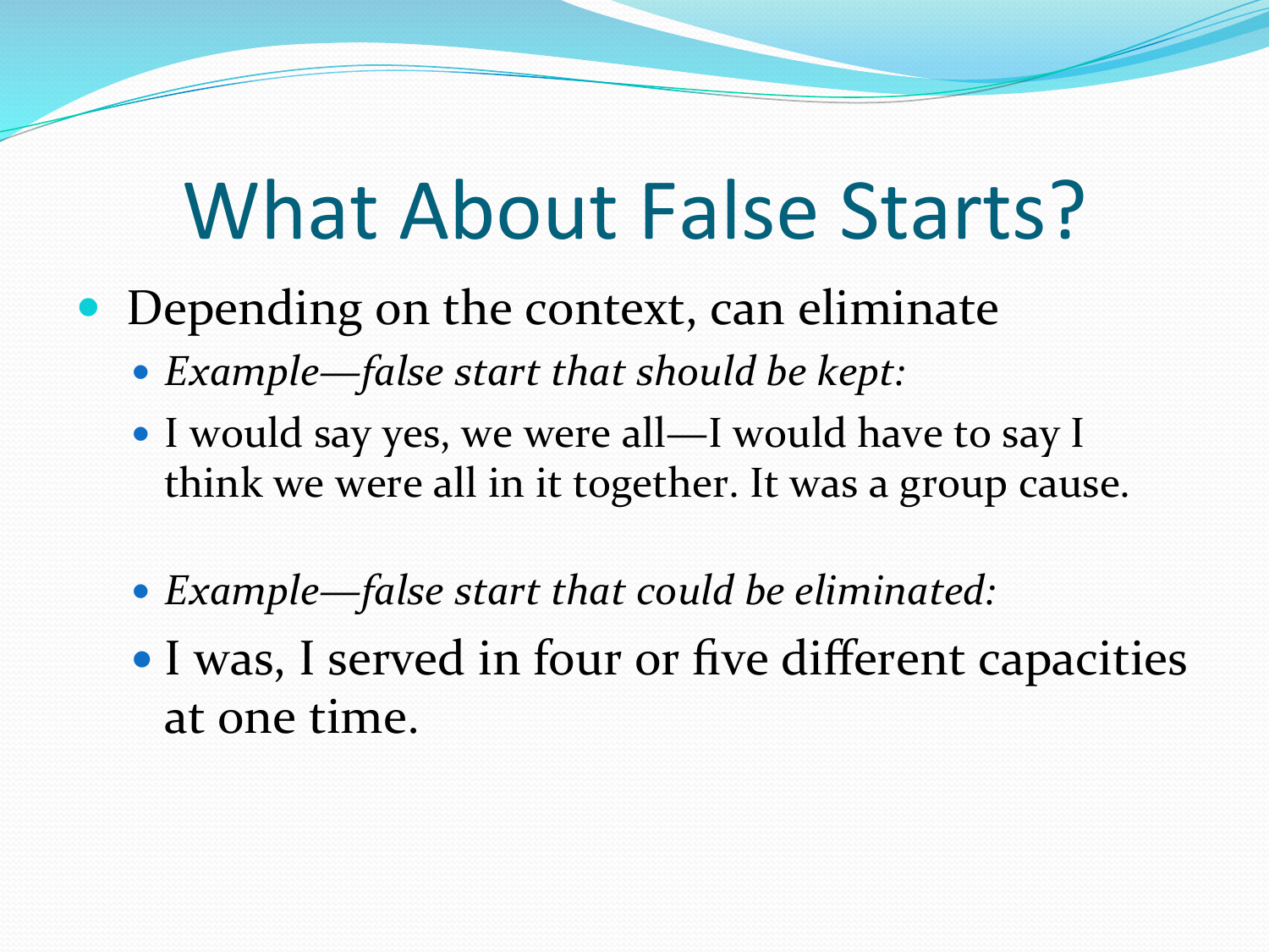# What About False Starts?

- Depending on the context, can eliminate
  - *Example—false start that should be kept:*
  - I would say yes, we were all—I would have to say I think we were all in it together. It was a group cause.
  - *Example—false start that could be eliminated:*
  - I was, I served in four or five different capacities at one time.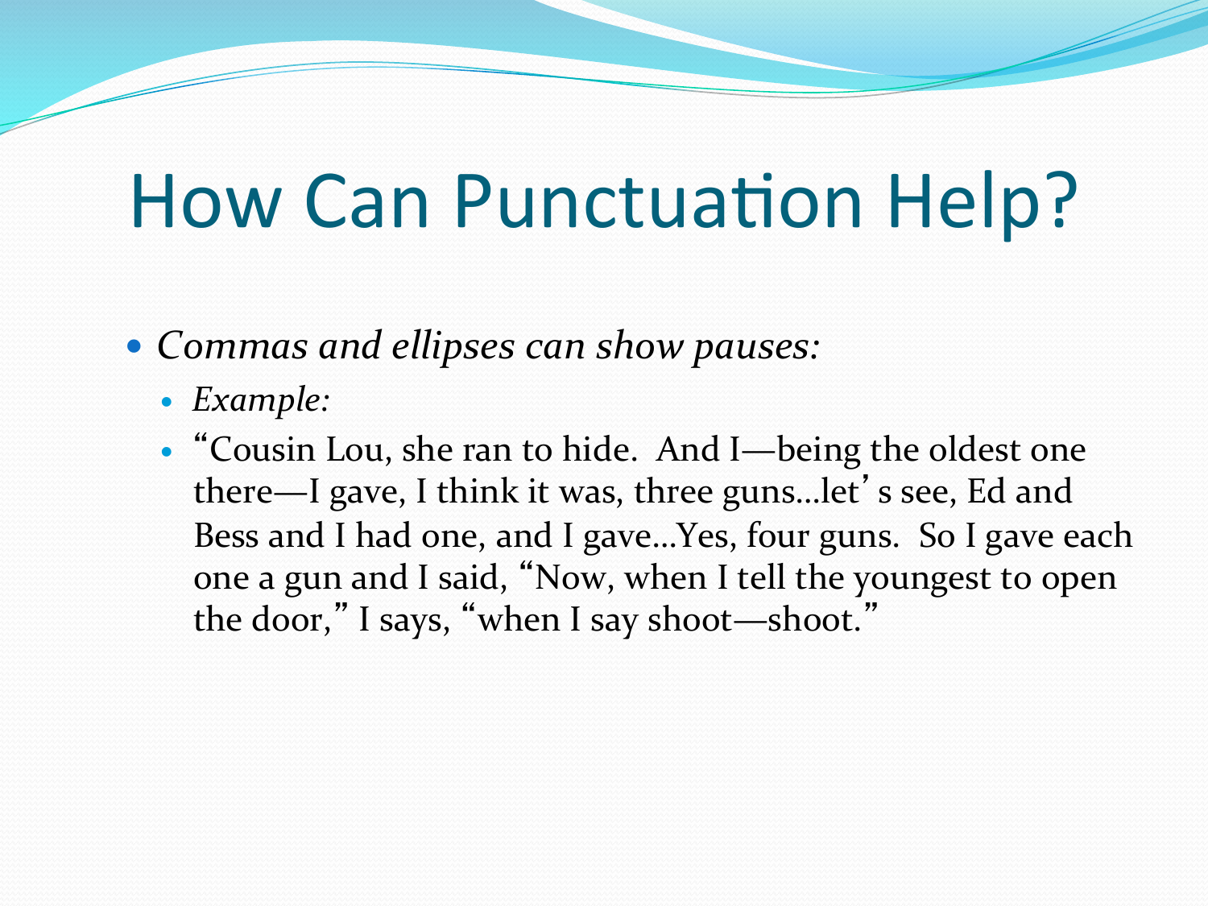# How Can Punctuation Help?

- *Commas and ellipses can show pauses:*
  - *Example:*
  - “Cousin Lou, she ran to hide. And I—being the oldest one there—I gave, I think it was, three guns…let’s see, Ed and Bess and I had one, and I gave…Yes, four guns. So I gave each one a gun and I said, “Now, when I tell the youngest to open the door,” I says, “when I say shoot—shoot.”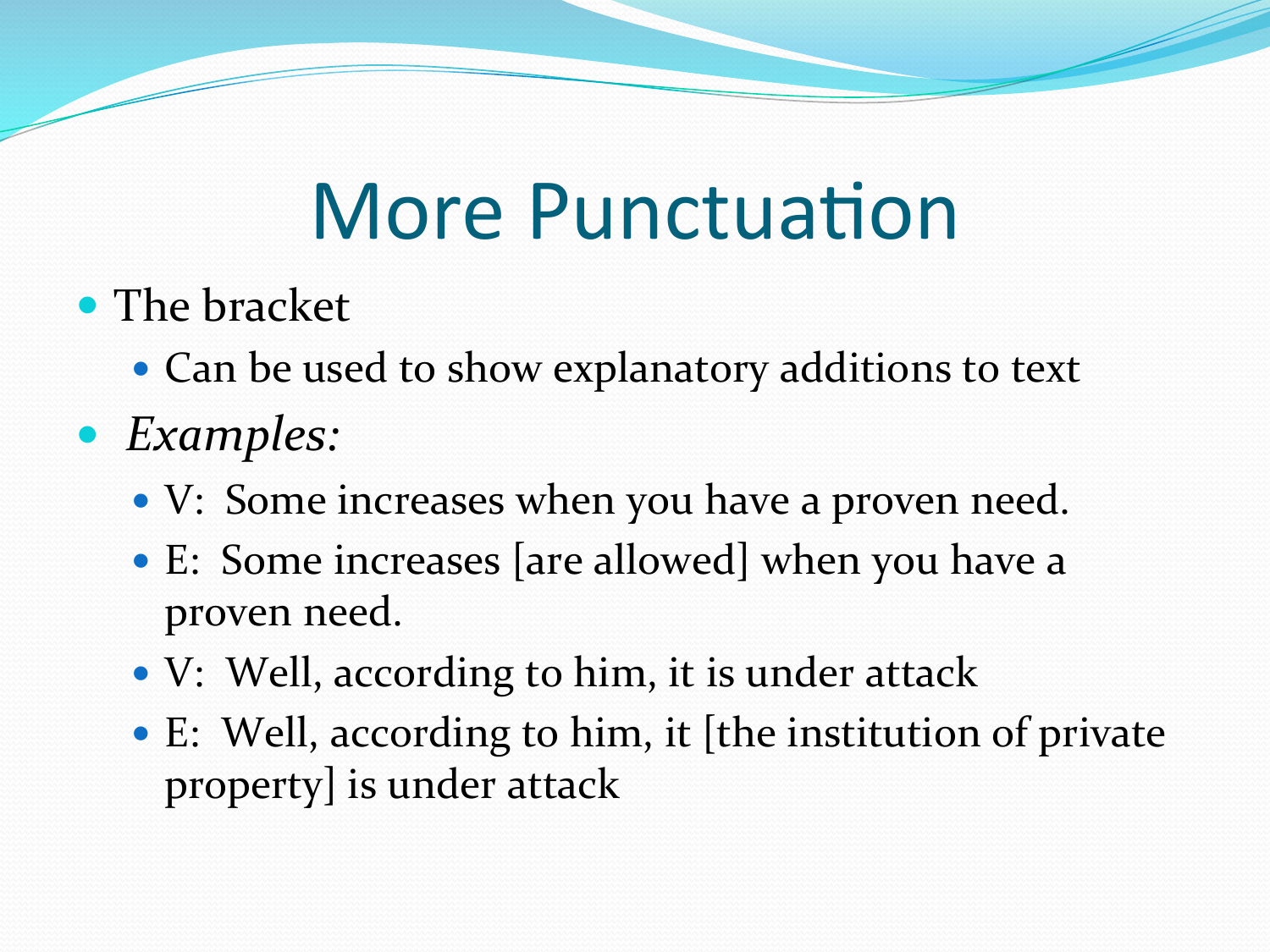# More Punctuation

- The bracket
  - Can be used to show explanatory additions to text
- *Examples:*
  - V: Some increases when you have a proven need.
  - E: Some increases [are allowed] when you have a proven need.
  - V: Well, according to him, it is under attack
  - E: Well, according to him, it [the institution of private property] is under attack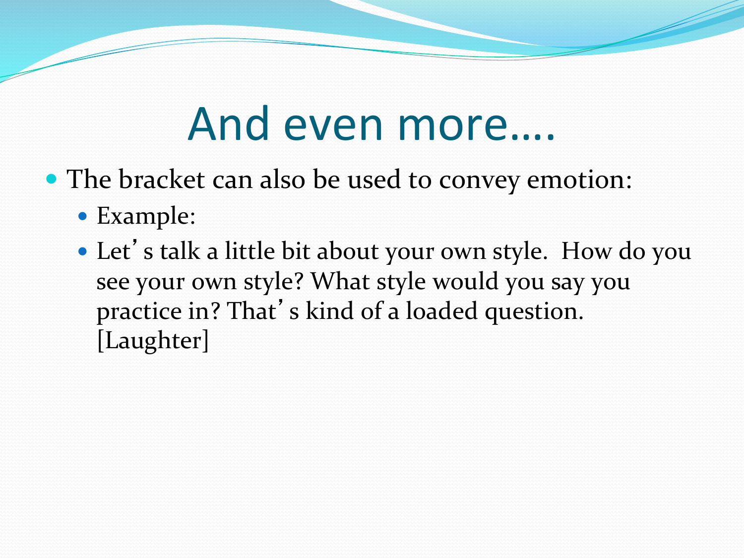# And even more….

- The bracket can also be used to convey emotion:
  - Example:
  - Let's talk a little bit about your own style.  How do you see your own style? What style would you say you practice in? That's kind of a loaded question. [Laughter]